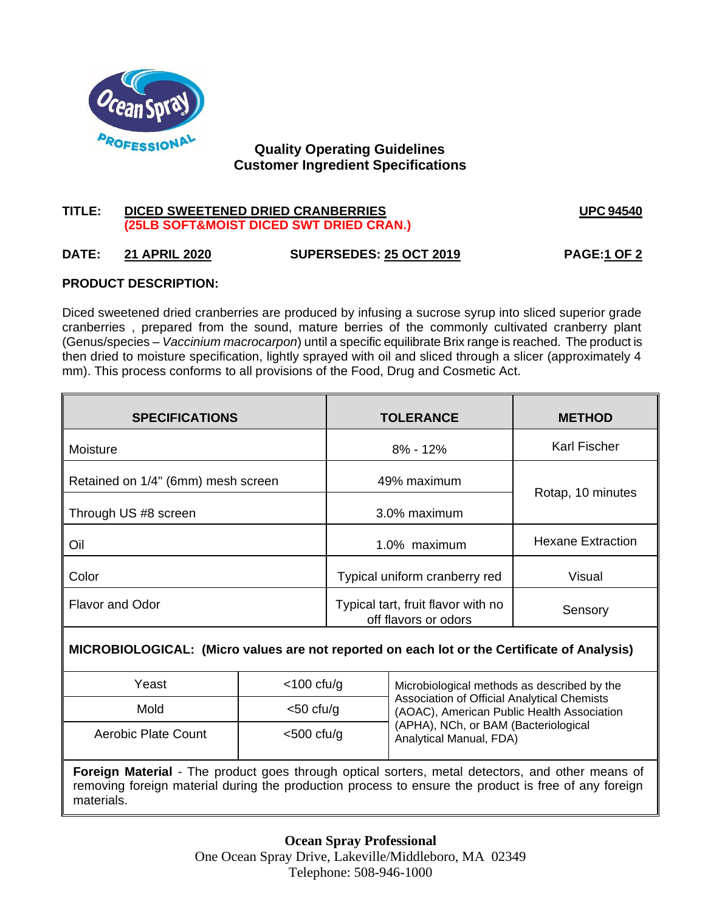## Quality Operating Guidelines
## Customer Ingredient Specifications

**TITLE:** **DICED SWEETENED DRIED CRANBERRIES** **(25LB SOFT&MOIST DICED SWT DRIED CRAN.)** **UPC 94540**

**DATE:** **21 APRIL 2020** **SUPERSEDES: 25 OCT 2019**

**PRODUCT DESCRIPTION:**

Diced sweetened dried cranberries are produced by infusing a sucrose syrup into sliced superior grade cranberries , prepared from the sound, mature berries of the commonly cultivated cranberry plant (Genus/species – *Vaccinium macrocarpon*) until a specific equilibrate Brix range is reached. The product is then dried to moisture specification, lightly sprayed with oil and sliced through a slicer (approximately 4 mm). This process conforms to all provisions of the Food, Drug and Cosmetic Act.

| SPECIFICATIONS | TOLERANCE | METHOD |
|---|---|---|
| Moisture | 8% - 12% | Karl Fischer |
| Retained on 1/4" (6mm) mesh screen | 49% maximum | Rotap, 10 minutes |
| Through US #8 screen | 3.0% maximum | |
| Oil | 1.0% maximum | Hexane Extraction |
| Color | Typical uniform cranberry red | Visual |
| Flavor and Odor | Typical tart, fruit flavor with no off flavors or odors | Sensory |

**MICROBIOLOGICAL: (Micro values are not reported on each lot or the Certificate of Analysis)**

| | | |
|---|---|---|
| Yeast | <100 cfu/g | Microbiological methods as described by the Association of Official Analytical Chemists (AOAC), American Public Health Association (APHA), NCh, or BAM (Bacteriological Analytical Manual, FDA) |
| Mold | <50 cfu/g | |
| Aerobic Plate Count | <500 cfu/g | |

**Foreign Material** - The product goes through optical sorters, metal detectors, and other means of removing foreign material during the production process to ensure the product is free of any foreign materials.

**Ocean Spray Professional**
One Ocean Spray Drive, Lakeville/Middleboro, MA 02349
Telephone: 508-946-1000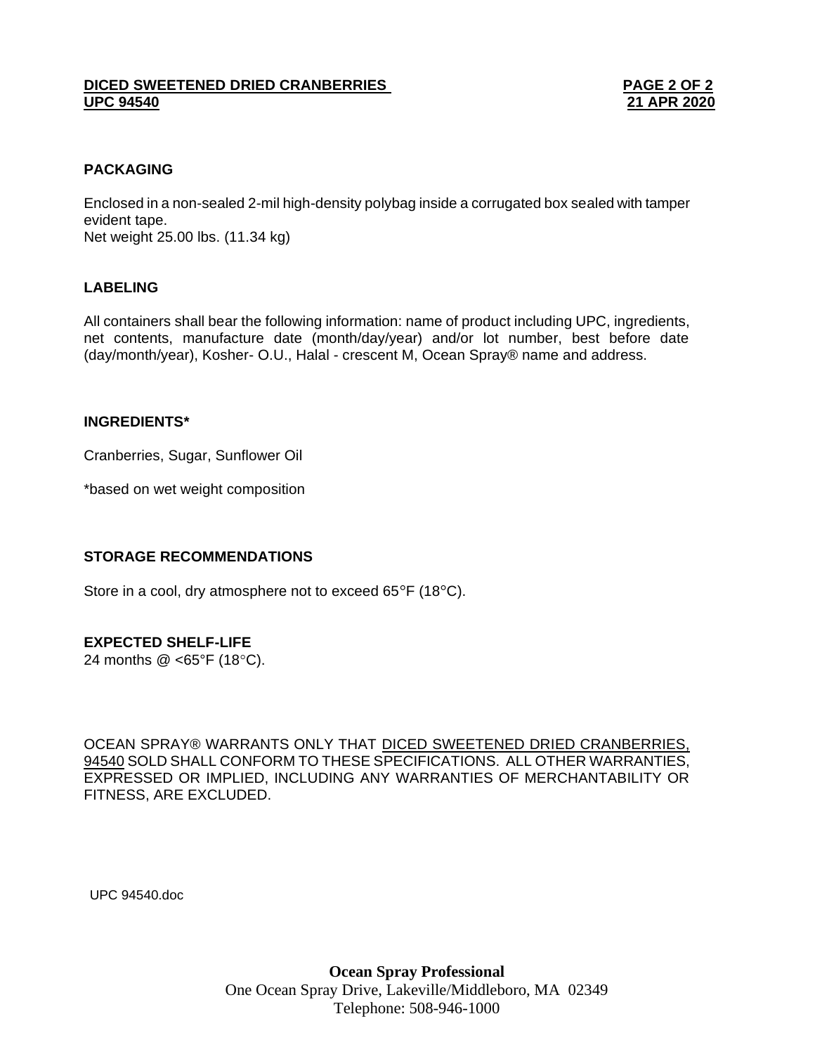## PACKAGING

Enclosed in a non-sealed 2-mil high-density polybag inside a corrugated box sealed with tamper evident tape.
Net weight 25.00 lbs. (11.34 kg)

## LABELING

All containers shall bear the following information: name of product including UPC, ingredients, net contents, manufacture date (month/day/year) and/or lot number, best before date (day/month/year), Kosher- O.U., Halal - crescent M, Ocean Spray® name and address.

## INGREDIENTS*

Cranberries, Sugar, Sunflower Oil

*based on wet weight composition

## STORAGE RECOMMENDATIONS

Store in a cool, dry atmosphere not to exceed 65°F (18°C).

## EXPECTED SHELF-LIFE

24 months @ <65°F (18°C).

OCEAN SPRAY® WARRANTS ONLY THAT DICED SWEETENED DRIED CRANBERRIES, 94540 SOLD SHALL CONFORM TO THESE SPECIFICATIONS. ALL OTHER WARRANTIES, EXPRESSED OR IMPLIED, INCLUDING ANY WARRANTIES OF MERCHANTABILITY OR FITNESS, ARE EXCLUDED.